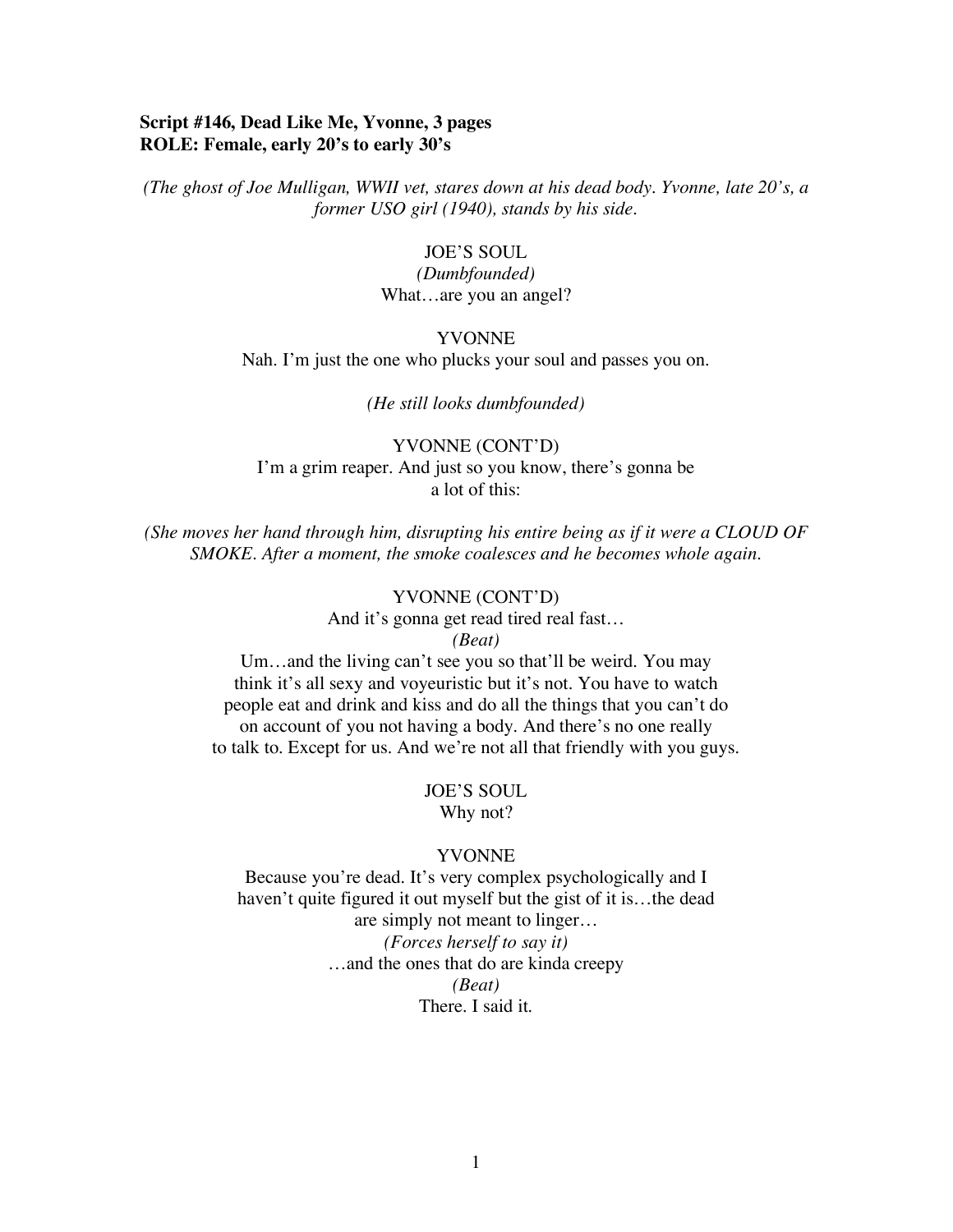**Script #146, Dead Like Me, Yvonne, 3 pages**
**ROLE: Female, early 20's to early 30's**

*(The ghost of Joe Mulligan, WWII vet, stares down at his dead body. Yvonne, late 20's, a former USO girl (1940), stands by his side.*

JOE'S SOUL
*(Dumbfounded)*
What…are you an angel?

YVONNE
Nah. I'm just the one who plucks your soul and passes you on.

*(He still looks dumbfounded)*

YVONNE (CONT'D)
I'm a grim reaper. And just so you know, there's gonna be a lot of this:

*(She moves her hand through him, disrupting his entire being as if it were a CLOUD OF SMOKE. After a moment, the smoke coalesces and he becomes whole again.*

YVONNE (CONT'D)
And it's gonna get read tired real fast…
*(Beat)*
Um…and the living can't see you so that'll be weird. You may think it's all sexy and voyeuristic but it's not. You have to watch people eat and drink and kiss and do all the things that you can't do on account of you not having a body. And there's no one really to talk to. Except for us. And we're not all that friendly with you guys.

JOE'S SOUL
Why not?

YVONNE
Because you're dead. It's very complex psychologically and I haven't quite figured it out myself but the gist of it is…the dead are simply not meant to linger…
*(Forces herself to say it)*
…and the ones that do are kinda creepy
*(Beat)*
There. I said it.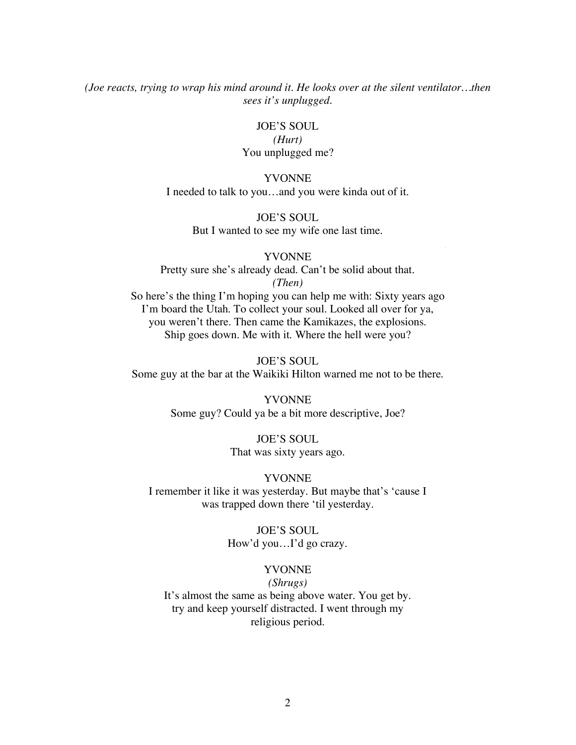*(Joe reacts, trying to wrap his mind around it. He looks over at the silent ventilator…then sees it's unplugged.*

JOE'S SOUL
*(Hurt)*
You unplugged me?

YVONNE
I needed to talk to you…and you were kinda out of it.

JOE'S SOUL
But I wanted to see my wife one last time.

YVONNE
Pretty sure she's already dead. Can't be solid about that.
*(Then)*
So here's the thing I'm hoping you can help me with: Sixty years ago
I'm board the Utah. To collect your soul. Looked all over for ya,
you weren't there. Then came the Kamikazes, the explosions.
Ship goes down. Me with it. Where the hell were you?

JOE'S SOUL
Some guy at the bar at the Waikiki Hilton warned me not to be there.

YVONNE
Some guy? Could ya be a bit more descriptive, Joe?

JOE'S SOUL
That was sixty years ago.

YVONNE
I remember it like it was yesterday. But maybe that's 'cause I
was trapped down there 'til yesterday.

JOE'S SOUL
How'd you…I'd go crazy.

YVONNE
*(Shrugs)*
It's almost the same as being above water. You get by.
try and keep yourself distracted. I went through my
religious period.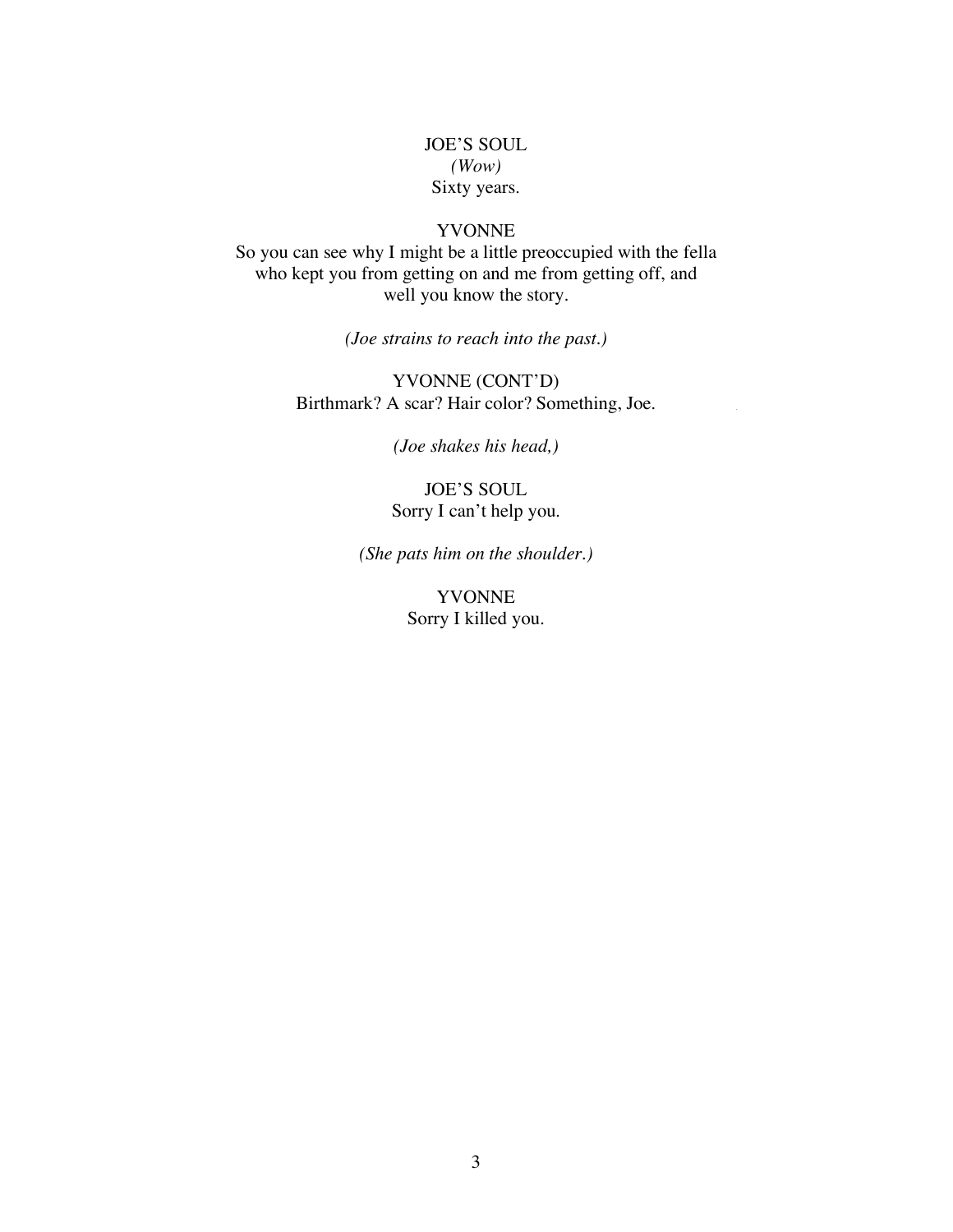JOE'S SOUL
*(Wow)*
Sixty years.

YVONNE
So you can see why I might be a little preoccupied with the fella who kept you from getting on and me from getting off, and well you know the story.

*(Joe strains to reach into the past.)*

YVONNE (CONT'D)
Birthmark? A scar? Hair color? Something, Joe.

*(Joe shakes his head,)*

JOE'S SOUL
Sorry I can't help you.

*(She pats him on the shoulder.)*

YVONNE
Sorry I killed you.